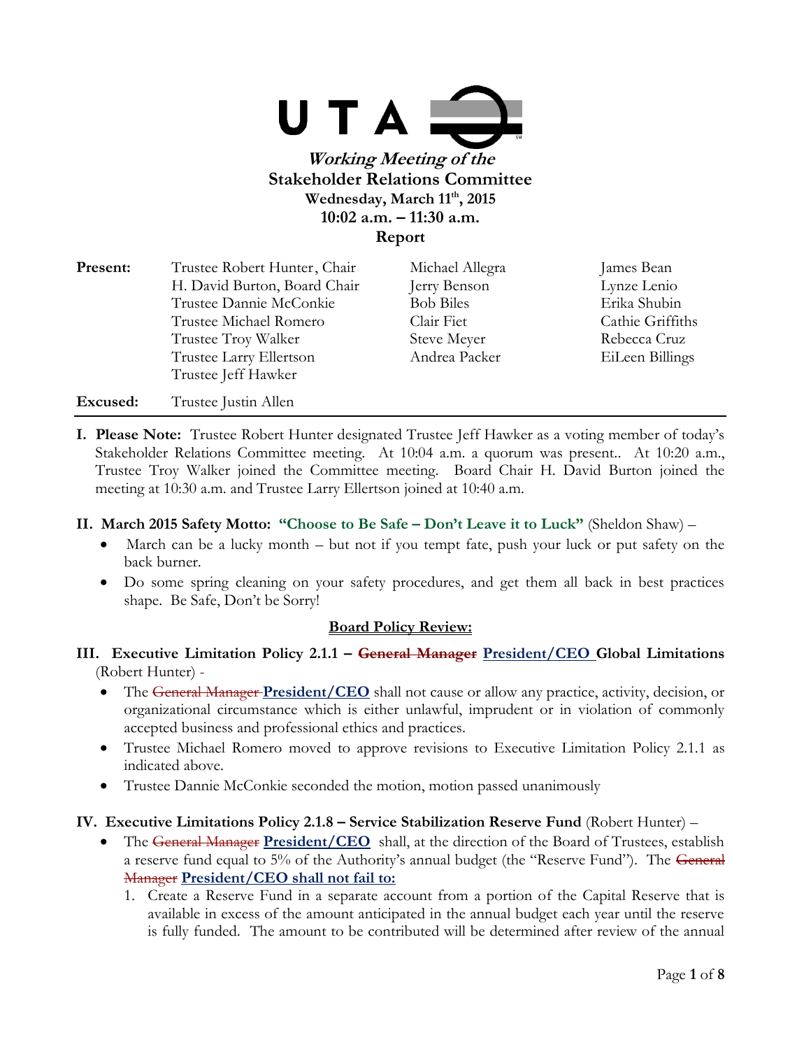UTA

***Working Meeting of the***
**Stakeholder Relations Committee**
**Wednesday, March 11th, 2015**
**10:02 a.m. – 11:30 a.m.**
**Report**

| **Present:** | Trustee Robert Hunter, Chair | Michael Allegra | James Bean |
|---|---|---|---|
| | H. David Burton, Board Chair | Jerry Benson | Lynze Lenio |
| | Trustee Dannie McConkie | Bob Biles | Erika Shubin |
| | Trustee Michael Romero | Clair Fiet | Cathie Griffiths |
| | Trustee Troy Walker | Steve Meyer | Rebecca Cruz |
| | Trustee Larry Ellertson | Andrea Packer | EiLeen Billings |
| | Trustee Jeff Hawker | | |
| **Excused:** | Trustee Justin Allen | | |

**I. Please Note:** Trustee Robert Hunter designated Trustee Jeff Hawker as a voting member of today's Stakeholder Relations Committee meeting. At 10:04 a.m. a quorum was present.. At 10:20 a.m., Trustee Troy Walker joined the Committee meeting. Board Chair H. David Burton joined the meeting at 10:30 a.m. and Trustee Larry Ellertson joined at 10:40 a.m.

**II. March 2015 Safety Motto: "Choose to Be Safe – Don't Leave it to Luck"** (Sheldon Shaw) –

- March can be a lucky month – but not if you tempt fate, push your luck or put safety on the back burner.
- Do some spring cleaning on your safety procedures, and get them all back in best practices shape. Be Safe, Don't be Sorry!

**Board Policy Review:**

**III. Executive Limitation Policy 2.1.1 – ~~General Manager~~ President/CEO Global Limitations** (Robert Hunter) -

- The ~~General Manager~~ **President/CEO** shall not cause or allow any practice, activity, decision, or organizational circumstance which is either unlawful, imprudent or in violation of commonly accepted business and professional ethics and practices.
- Trustee Michael Romero moved to approve revisions to Executive Limitation Policy 2.1.1 as indicated above.
- Trustee Dannie McConkie seconded the motion, motion passed unanimously

**IV. Executive Limitations Policy 2.1.8 – Service Stabilization Reserve Fund** (Robert Hunter) –

- The ~~General Manager~~ **President/CEO** shall, at the direction of the Board of Trustees, establish a reserve fund equal to 5% of the Authority's annual budget (the "Reserve Fund"). The ~~General Manager~~ **President/CEO shall not fail to:**
  1. Create a Reserve Fund in a separate account from a portion of the Capital Reserve that is available in excess of the amount anticipated in the annual budget each year until the reserve is fully funded. The amount to be contributed will be determined after review of the annual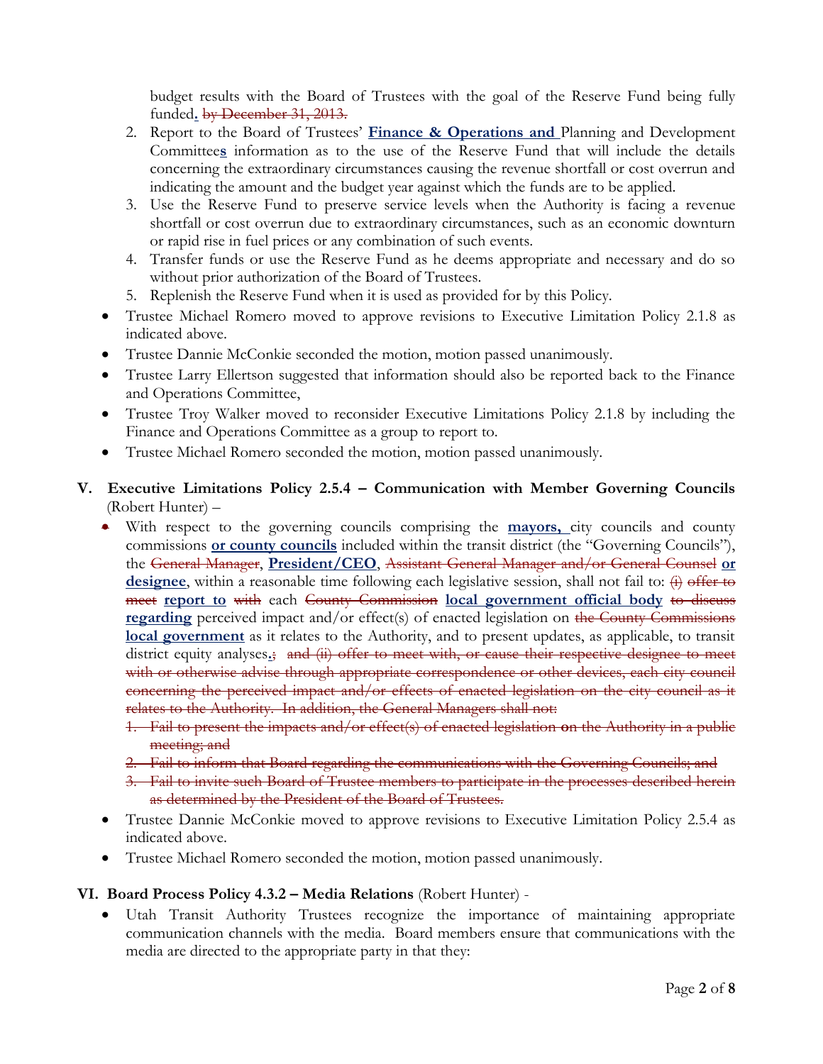budget results with the Board of Trustees with the goal of the Reserve Fund being fully funded**.** ~~by December 31, 2013.~~

2. Report to the Board of Trustees' **Finance & Operations and** Planning and Development Committee**s** information as to the use of the Reserve Fund that will include the details concerning the extraordinary circumstances causing the revenue shortfall or cost overrun and indicating the amount and the budget year against which the funds are to be applied.
3. Use the Reserve Fund to preserve service levels when the Authority is facing a revenue shortfall or cost overrun due to extraordinary circumstances, such as an economic downturn or rapid rise in fuel prices or any combination of such events.
4. Transfer funds or use the Reserve Fund as he deems appropriate and necessary and do so without prior authorization of the Board of Trustees.
5. Replenish the Reserve Fund when it is used as provided for by this Policy.

- Trustee Michael Romero moved to approve revisions to Executive Limitation Policy 2.1.8 as indicated above.
- Trustee Dannie McConkie seconded the motion, motion passed unanimously.
- Trustee Larry Ellertson suggested that information should also be reported back to the Finance and Operations Committee,
- Trustee Troy Walker moved to reconsider Executive Limitations Policy 2.1.8 by including the Finance and Operations Committee as a group to report to.
- Trustee Michael Romero seconded the motion, motion passed unanimously.

## V. Executive Limitations Policy 2.5.4 – Communication with Member Governing Councils (Robert Hunter) –

- With respect to the governing councils comprising the **mayors,** city councils and county commissions **or county councils** included within the transit district (the "Governing Councils"), the ~~General Manager~~, **President/CEO**, ~~Assistant General Manager and/or General Counsel~~ **or designee**, within a reasonable time following each legislative session, shall not fail to: ~~(i) offer to meet~~ **report to** ~~with~~ each ~~County Commission~~ **local government official body** ~~to discuss~~ **regarding** perceived impact and/or effect(s) of enacted legislation on ~~the County Commissions~~ **local government** as it relates to the Authority, and to present updates, as applicable, to transit district equity analyses**.**~~;~~ ~~and (ii) offer to meet with, or cause their respective designee to meet with or otherwise advise through appropriate correspondence or other devices, each city council concerning the perceived impact and/or effects of enacted legislation on the city council as it relates to the Authority. In addition, the General Managers shall not:~~
  1. ~~Fail to present the impacts and/or effect(s) of enacted legislation on the Authority in a public meeting; and~~
  2. ~~Fail to inform that Board regarding the communications with the Governing Councils; and~~
  3. ~~Fail to invite such Board of Trustee members to participate in the processes described herein as determined by the President of the Board of Trustees.~~
- Trustee Dannie McConkie moved to approve revisions to Executive Limitation Policy 2.5.4 as indicated above.
- Trustee Michael Romero seconded the motion, motion passed unanimously.

## VI. Board Process Policy 4.3.2 – Media Relations (Robert Hunter) -

- Utah Transit Authority Trustees recognize the importance of maintaining appropriate communication channels with the media. Board members ensure that communications with the media are directed to the appropriate party in that they: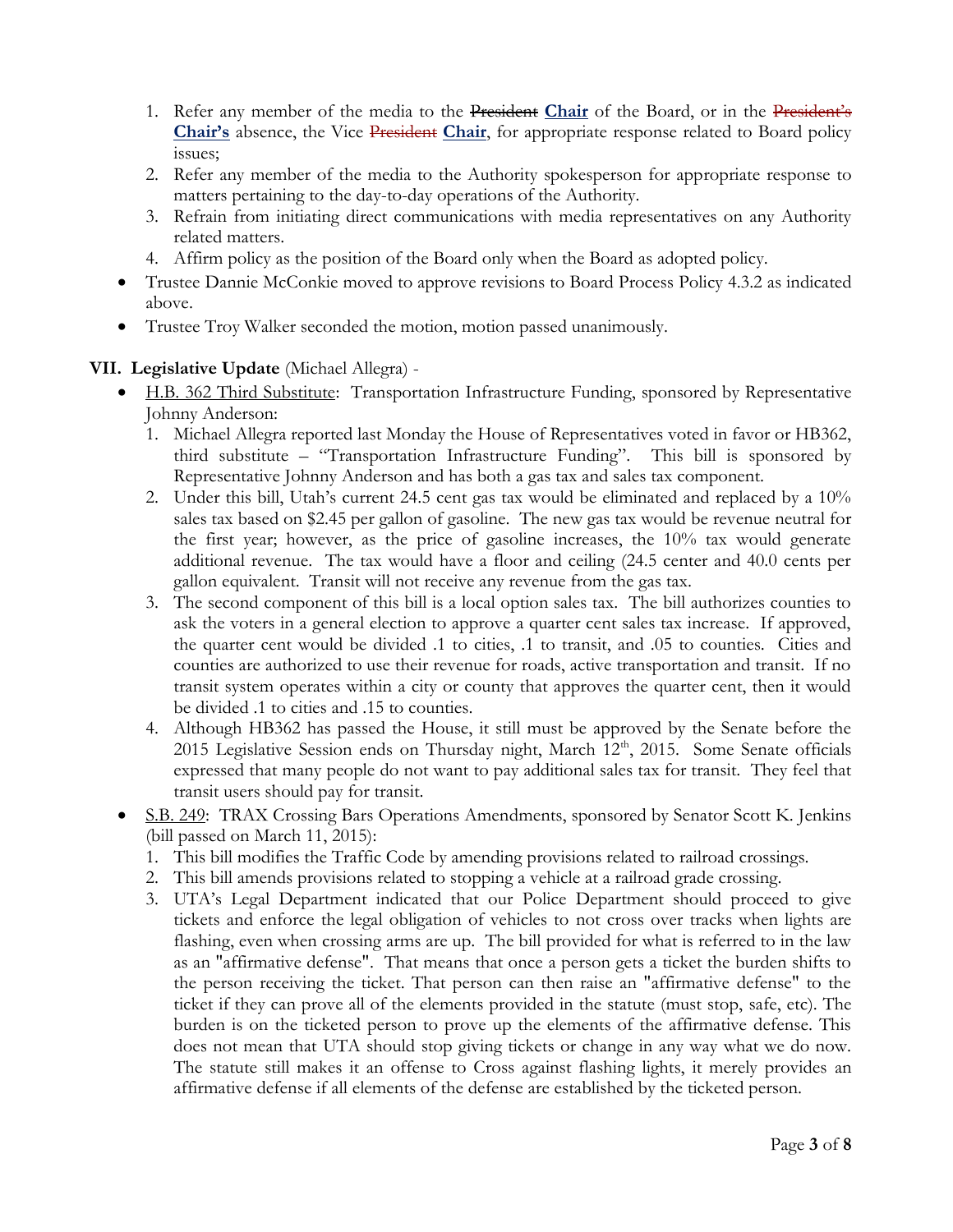1. Refer any member of the media to the ~~President~~ **Chair** of the Board, or in the ~~President's~~ **Chair's** absence, the Vice ~~President~~ **Chair**, for appropriate response related to Board policy issues;
2. Refer any member of the media to the Authority spokesperson for appropriate response to matters pertaining to the day-to-day operations of the Authority.
3. Refrain from initiating direct communications with media representatives on any Authority related matters.
4. Affirm policy as the position of the Board only when the Board as adopted policy.

- Trustee Dannie McConkie moved to approve revisions to Board Process Policy 4.3.2 as indicated above.
- Trustee Troy Walker seconded the motion, motion passed unanimously.

**VII. Legislative Update** (Michael Allegra) -

- H.B. 362 Third Substitute: Transportation Infrastructure Funding, sponsored by Representative Johnny Anderson:
  1. Michael Allegra reported last Monday the House of Representatives voted in favor or HB362, third substitute – "Transportation Infrastructure Funding". This bill is sponsored by Representative Johnny Anderson and has both a gas tax and sales tax component.
  2. Under this bill, Utah's current 24.5 cent gas tax would be eliminated and replaced by a 10% sales tax based on $2.45 per gallon of gasoline. The new gas tax would be revenue neutral for the first year; however, as the price of gasoline increases, the 10% tax would generate additional revenue. The tax would have a floor and ceiling (24.5 center and 40.0 cents per gallon equivalent. Transit will not receive any revenue from the gas tax.
  3. The second component of this bill is a local option sales tax. The bill authorizes counties to ask the voters in a general election to approve a quarter cent sales tax increase. If approved, the quarter cent would be divided .1 to cities, .1 to transit, and .05 to counties. Cities and counties are authorized to use their revenue for roads, active transportation and transit. If no transit system operates within a city or county that approves the quarter cent, then it would be divided .1 to cities and .15 to counties.
  4. Although HB362 has passed the House, it still must be approved by the Senate before the 2015 Legislative Session ends on Thursday night, March 12th, 2015. Some Senate officials expressed that many people do not want to pay additional sales tax for transit. They feel that transit users should pay for transit.
- S.B. 249: TRAX Crossing Bars Operations Amendments, sponsored by Senator Scott K. Jenkins (bill passed on March 11, 2015):
  1. This bill modifies the Traffic Code by amending provisions related to railroad crossings.
  2. This bill amends provisions related to stopping a vehicle at a railroad grade crossing.
  3. UTA's Legal Department indicated that our Police Department should proceed to give tickets and enforce the legal obligation of vehicles to not cross over tracks when lights are flashing, even when crossing arms are up. The bill provided for what is referred to in the law as an "affirmative defense". That means that once a person gets a ticket the burden shifts to the person receiving the ticket. That person can then raise an "affirmative defense" to the ticket if they can prove all of the elements provided in the statute (must stop, safe, etc). The burden is on the ticketed person to prove up the elements of the affirmative defense. This does not mean that UTA should stop giving tickets or change in any way what we do now. The statute still makes it an offense to Cross against flashing lights, it merely provides an affirmative defense if all elements of the defense are established by the ticketed person.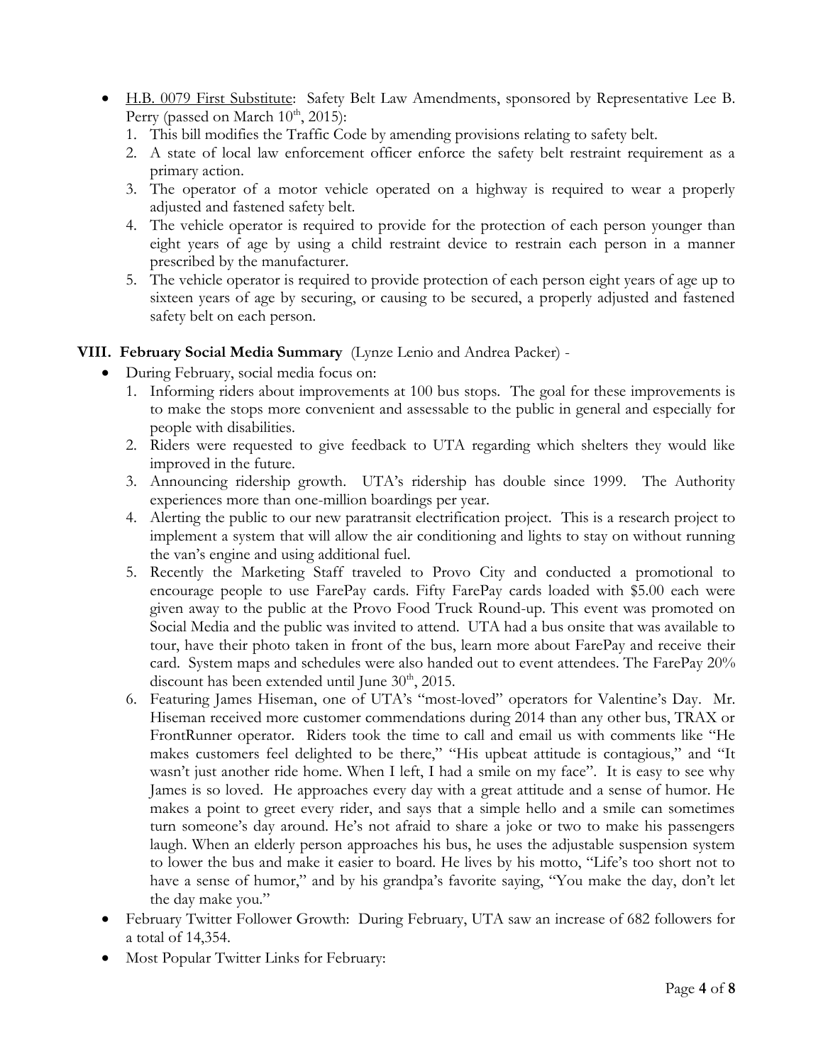- H.B. 0079 First Substitute: Safety Belt Law Amendments, sponsored by Representative Lee B. Perry (passed on March 10th, 2015):
  1. This bill modifies the Traffic Code by amending provisions relating to safety belt.
  2. A state of local law enforcement officer enforce the safety belt restraint requirement as a primary action.
  3. The operator of a motor vehicle operated on a highway is required to wear a properly adjusted and fastened safety belt.
  4. The vehicle operator is required to provide for the protection of each person younger than eight years of age by using a child restraint device to restrain each person in a manner prescribed by the manufacturer.
  5. The vehicle operator is required to provide protection of each person eight years of age up to sixteen years of age by securing, or causing to be secured, a properly adjusted and fastened safety belt on each person.

## VIII. February Social Media Summary (Lynze Lenio and Andrea Packer) -

- During February, social media focus on:
  1. Informing riders about improvements at 100 bus stops. The goal for these improvements is to make the stops more convenient and assessable to the public in general and especially for people with disabilities.
  2. Riders were requested to give feedback to UTA regarding which shelters they would like improved in the future.
  3. Announcing ridership growth. UTA's ridership has double since 1999. The Authority experiences more than one-million boardings per year.
  4. Alerting the public to our new paratransit electrification project. This is a research project to implement a system that will allow the air conditioning and lights to stay on without running the van's engine and using additional fuel.
  5. Recently the Marketing Staff traveled to Provo City and conducted a promotional to encourage people to use FarePay cards. Fifty FarePay cards loaded with $5.00 each were given away to the public at the Provo Food Truck Round-up. This event was promoted on Social Media and the public was invited to attend. UTA had a bus onsite that was available to tour, have their photo taken in front of the bus, learn more about FarePay and receive their card. System maps and schedules were also handed out to event attendees. The FarePay 20% discount has been extended until June 30th, 2015.
  6. Featuring James Hiseman, one of UTA's "most-loved" operators for Valentine's Day. Mr. Hiseman received more customer commendations during 2014 than any other bus, TRAX or FrontRunner operator. Riders took the time to call and email us with comments like "He makes customers feel delighted to be there," "His upbeat attitude is contagious," and "It wasn't just another ride home. When I left, I had a smile on my face". It is easy to see why James is so loved. He approaches every day with a great attitude and a sense of humor. He makes a point to greet every rider, and says that a simple hello and a smile can sometimes turn someone's day around. He's not afraid to share a joke or two to make his passengers laugh. When an elderly person approaches his bus, he uses the adjustable suspension system to lower the bus and make it easier to board. He lives by his motto, "Life's too short not to have a sense of humor," and by his grandpa's favorite saying, "You make the day, don't let the day make you."
- February Twitter Follower Growth: During February, UTA saw an increase of 682 followers for a total of 14,354.
- Most Popular Twitter Links for February: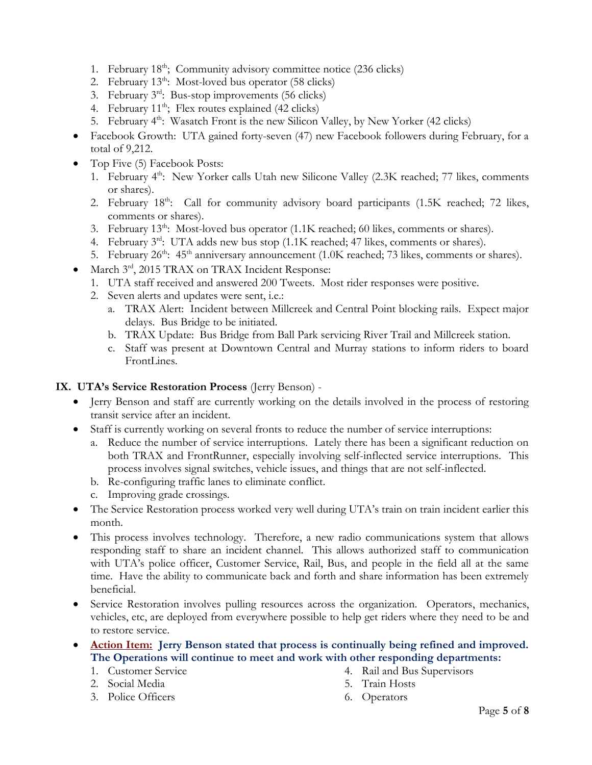1. February 18th; Community advisory committee notice (236 clicks)
2. February 13th: Most-loved bus operator (58 clicks)
3. February 3rd: Bus-stop improvements (56 clicks)
4. February 11th; Flex routes explained (42 clicks)
5. February 4th: Wasatch Front is the new Silicon Valley, by New Yorker (42 clicks)

- Facebook Growth: UTA gained forty-seven (47) new Facebook followers during February, for a total of 9,212.
- Top Five (5) Facebook Posts:
  1. February 4th: New Yorker calls Utah new Silicone Valley (2.3K reached; 77 likes, comments or shares).
  2. February 18th: Call for community advisory board participants (1.5K reached; 72 likes, comments or shares).
  3. February 13th: Most-loved bus operator (1.1K reached; 60 likes, comments or shares).
  4. February 3rd: UTA adds new bus stop (1.1K reached; 47 likes, comments or shares).
  5. February 26th: 45th anniversary announcement (1.0K reached; 73 likes, comments or shares).
- March 3rd, 2015 TRAX on TRAX Incident Response:
  1. UTA staff received and answered 200 Tweets. Most rider responses were positive.
  2. Seven alerts and updates were sent, i.e.:
     a. TRAX Alert: Incident between Millcreek and Central Point blocking rails. Expect major delays. Bus Bridge to be initiated.
     b. TRAX Update: Bus Bridge from Ball Park servicing River Trail and Millcreek station.
     c. Staff was present at Downtown Central and Murray stations to inform riders to board FrontLines.

**IX. UTA's Service Restoration Process** (Jerry Benson) -

- Jerry Benson and staff are currently working on the details involved in the process of restoring transit service after an incident.
- Staff is currently working on several fronts to reduce the number of service interruptions:
  a. Reduce the number of service interruptions. Lately there has been a significant reduction on both TRAX and FrontRunner, especially involving self-inflected service interruptions. This process involves signal switches, vehicle issues, and things that are not self-inflected.
  b. Re-configuring traffic lanes to eliminate conflict.
  c. Improving grade crossings.
- The Service Restoration process worked very well during UTA's train on train incident earlier this month.
- This process involves technology. Therefore, a new radio communications system that allows responding staff to share an incident channel. This allows authorized staff to communication with UTA's police officer, Customer Service, Rail, Bus, and people in the field all at the same time. Have the ability to communicate back and forth and share information has been extremely beneficial.
- Service Restoration involves pulling resources across the organization. Operators, mechanics, vehicles, etc, are deployed from everywhere possible to help get riders where they need to be and to restore service.
- **Action Item: Jerry Benson stated that process is continually being refined and improved. The Operations will continue to meet and work with other responding departments:**
  1. Customer Service
  2. Social Media
  3. Police Officers
  4. Rail and Bus Supervisors
  5. Train Hosts
  6. Operators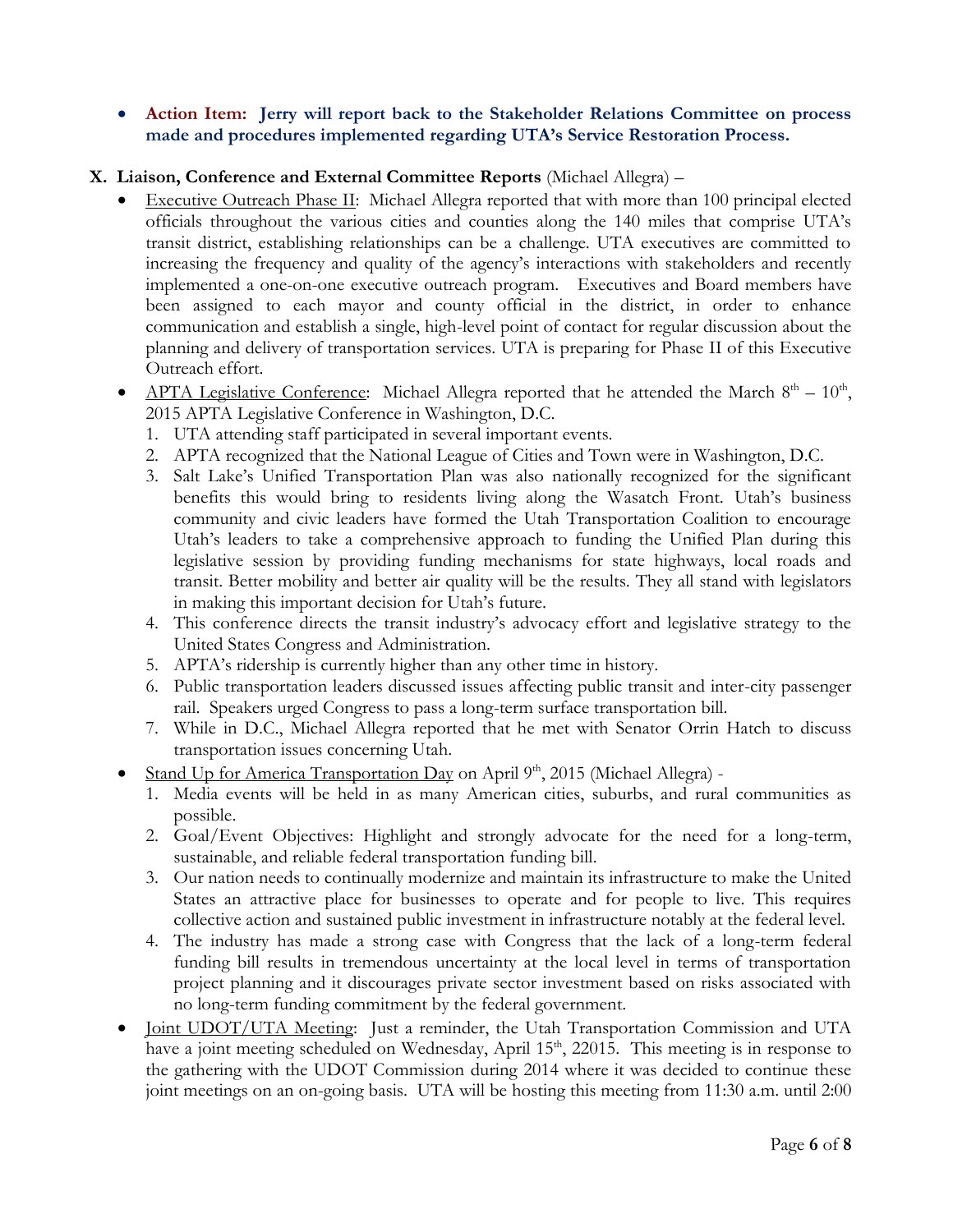- **Action Item: Jerry will report back to the Stakeholder Relations Committee on process made and procedures implemented regarding UTA's Service Restoration Process.**

**X. Liaison, Conference and External Committee Reports** (Michael Allegra) –

- Executive Outreach Phase II: Michael Allegra reported that with more than 100 principal elected officials throughout the various cities and counties along the 140 miles that comprise UTA's transit district, establishing relationships can be a challenge. UTA executives are committed to increasing the frequency and quality of the agency's interactions with stakeholders and recently implemented a one-on-one executive outreach program. Executives and Board members have been assigned to each mayor and county official in the district, in order to enhance communication and establish a single, high-level point of contact for regular discussion about the planning and delivery of transportation services. UTA is preparing for Phase II of this Executive Outreach effort.
- APTA Legislative Conference: Michael Allegra reported that he attended the March 8th – 10th, 2015 APTA Legislative Conference in Washington, D.C.
  1. UTA attending staff participated in several important events.
  2. APTA recognized that the National League of Cities and Town were in Washington, D.C.
  3. Salt Lake's Unified Transportation Plan was also nationally recognized for the significant benefits this would bring to residents living along the Wasatch Front. Utah's business community and civic leaders have formed the Utah Transportation Coalition to encourage Utah's leaders to take a comprehensive approach to funding the Unified Plan during this legislative session by providing funding mechanisms for state highways, local roads and transit. Better mobility and better air quality will be the results. They all stand with legislators in making this important decision for Utah's future.
  4. This conference directs the transit industry's advocacy effort and legislative strategy to the United States Congress and Administration.
  5. APTA's ridership is currently higher than any other time in history.
  6. Public transportation leaders discussed issues affecting public transit and inter-city passenger rail. Speakers urged Congress to pass a long-term surface transportation bill.
  7. While in D.C., Michael Allegra reported that he met with Senator Orrin Hatch to discuss transportation issues concerning Utah.
- Stand Up for America Transportation Day on April 9th, 2015 (Michael Allegra) -
  1. Media events will be held in as many American cities, suburbs, and rural communities as possible.
  2. Goal/Event Objectives: Highlight and strongly advocate for the need for a long-term, sustainable, and reliable federal transportation funding bill.
  3. Our nation needs to continually modernize and maintain its infrastructure to make the United States an attractive place for businesses to operate and for people to live. This requires collective action and sustained public investment in infrastructure notably at the federal level.
  4. The industry has made a strong case with Congress that the lack of a long-term federal funding bill results in tremendous uncertainty at the local level in terms of transportation project planning and it discourages private sector investment based on risks associated with no long-term funding commitment by the federal government.
- Joint UDOT/UTA Meeting: Just a reminder, the Utah Transportation Commission and UTA have a joint meeting scheduled on Wednesday, April 15th, 22015. This meeting is in response to the gathering with the UDOT Commission during 2014 where it was decided to continue these joint meetings on an on-going basis. UTA will be hosting this meeting from 11:30 a.m. until 2:00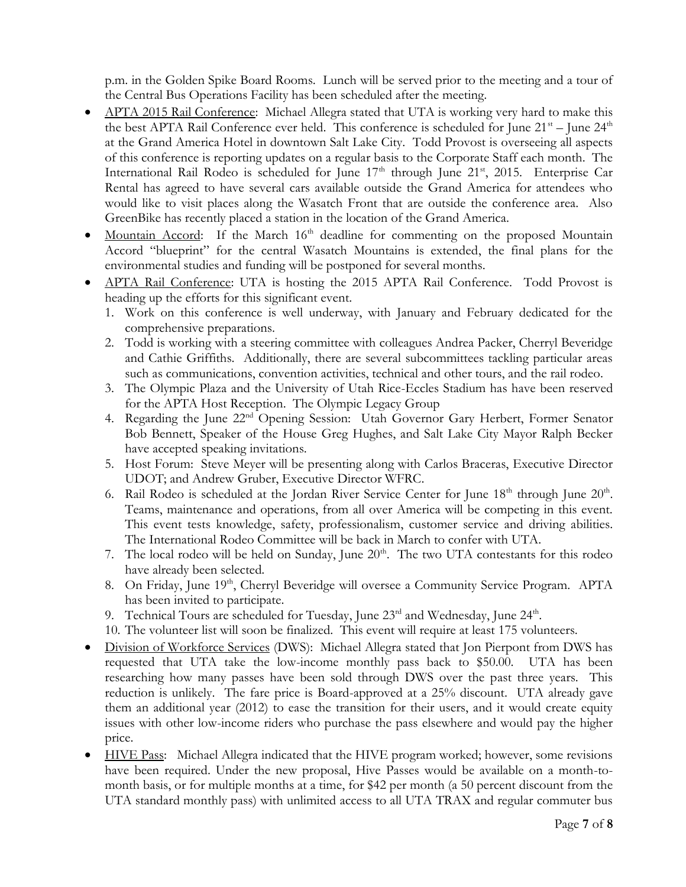p.m. in the Golden Spike Board Rooms. Lunch will be served prior to the meeting and a tour of the Central Bus Operations Facility has been scheduled after the meeting.

- APTA 2015 Rail Conference: Michael Allegra stated that UTA is working very hard to make this the best APTA Rail Conference ever held. This conference is scheduled for June 21st – June 24th at the Grand America Hotel in downtown Salt Lake City. Todd Provost is overseeing all aspects of this conference is reporting updates on a regular basis to the Corporate Staff each month. The International Rail Rodeo is scheduled for June 17th through June 21st, 2015. Enterprise Car Rental has agreed to have several cars available outside the Grand America for attendees who would like to visit places along the Wasatch Front that are outside the conference area. Also GreenBike has recently placed a station in the location of the Grand America.
- Mountain Accord: If the March 16th deadline for commenting on the proposed Mountain Accord "blueprint" for the central Wasatch Mountains is extended, the final plans for the environmental studies and funding will be postponed for several months.
- APTA Rail Conference: UTA is hosting the 2015 APTA Rail Conference. Todd Provost is heading up the efforts for this significant event.
  1. Work on this conference is well underway, with January and February dedicated for the comprehensive preparations.
  2. Todd is working with a steering committee with colleagues Andrea Packer, Cherryl Beveridge and Cathie Griffiths. Additionally, there are several subcommittees tackling particular areas such as communications, convention activities, technical and other tours, and the rail rodeo.
  3. The Olympic Plaza and the University of Utah Rice-Eccles Stadium has have been reserved for the APTA Host Reception. The Olympic Legacy Group
  4. Regarding the June 22nd Opening Session: Utah Governor Gary Herbert, Former Senator Bob Bennett, Speaker of the House Greg Hughes, and Salt Lake City Mayor Ralph Becker have accepted speaking invitations.
  5. Host Forum: Steve Meyer will be presenting along with Carlos Braceras, Executive Director UDOT; and Andrew Gruber, Executive Director WFRC.
  6. Rail Rodeo is scheduled at the Jordan River Service Center for June 18th through June 20th. Teams, maintenance and operations, from all over America will be competing in this event. This event tests knowledge, safety, professionalism, customer service and driving abilities. The International Rodeo Committee will be back in March to confer with UTA.
  7. The local rodeo will be held on Sunday, June 20th. The two UTA contestants for this rodeo have already been selected.
  8. On Friday, June 19th, Cherryl Beveridge will oversee a Community Service Program. APTA has been invited to participate.
  9. Technical Tours are scheduled for Tuesday, June 23rd and Wednesday, June 24th.
  10. The volunteer list will soon be finalized. This event will require at least 175 volunteers.
- Division of Workforce Services (DWS): Michael Allegra stated that Jon Pierpont from DWS has requested that UTA take the low-income monthly pass back to $50.00. UTA has been researching how many passes have been sold through DWS over the past three years. This reduction is unlikely. The fare price is Board-approved at a 25% discount. UTA already gave them an additional year (2012) to ease the transition for their users, and it would create equity issues with other low-income riders who purchase the pass elsewhere and would pay the higher price.
- HIVE Pass: Michael Allegra indicated that the HIVE program worked; however, some revisions have been required. Under the new proposal, Hive Passes would be available on a month-to-month basis, or for multiple months at a time, for $42 per month (a 50 percent discount from the UTA standard monthly pass) with unlimited access to all UTA TRAX and regular commuter bus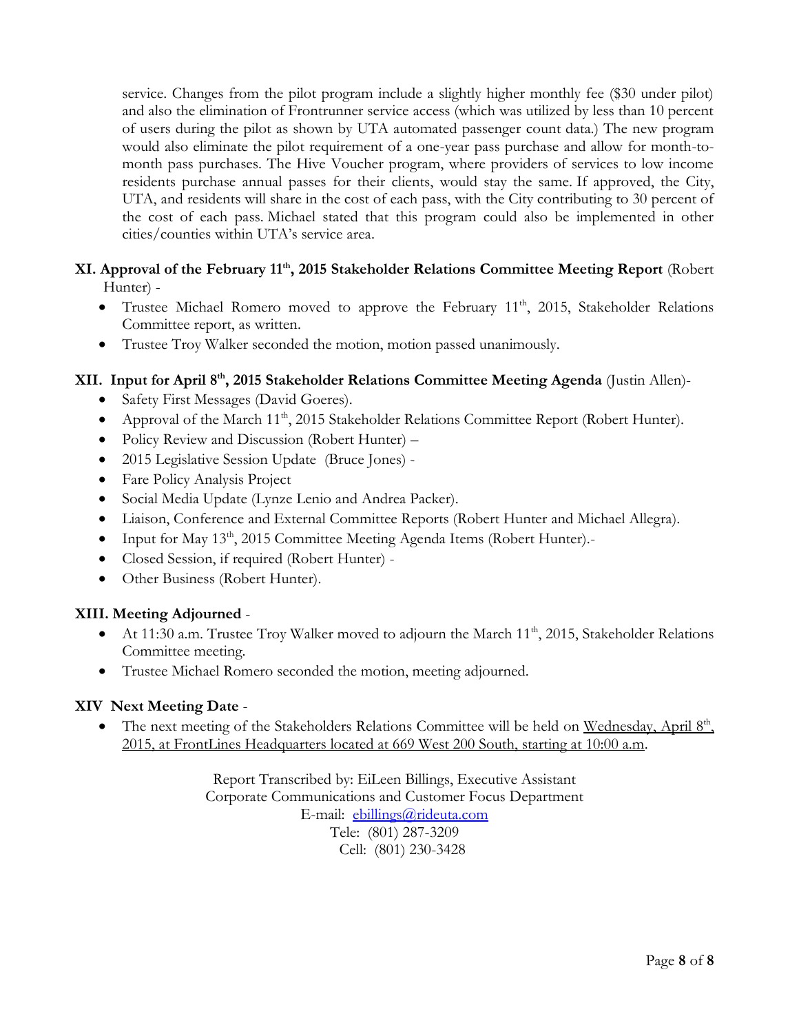service. Changes from the pilot program include a slightly higher monthly fee ($30 under pilot) and also the elimination of Frontrunner service access (which was utilized by less than 10 percent of users during the pilot as shown by UTA automated passenger count data.) The new program would also eliminate the pilot requirement of a one-year pass purchase and allow for month-to-month pass purchases. The Hive Voucher program, where providers of services to low income residents purchase annual passes for their clients, would stay the same. If approved, the City, UTA, and residents will share in the cost of each pass, with the City contributing to 30 percent of the cost of each pass. Michael stated that this program could also be implemented in other cities/counties within UTA's service area.

**XI. Approval of the February 11th, 2015 Stakeholder Relations Committee Meeting Report** (Robert Hunter) -

- Trustee Michael Romero moved to approve the February 11th, 2015, Stakeholder Relations Committee report, as written.
- Trustee Troy Walker seconded the motion, motion passed unanimously.

**XII. Input for April 8th, 2015 Stakeholder Relations Committee Meeting Agenda** (Justin Allen)-

- Safety First Messages (David Goeres).
- Approval of the March 11th, 2015 Stakeholder Relations Committee Report (Robert Hunter).
- Policy Review and Discussion (Robert Hunter) –
- 2015 Legislative Session Update (Bruce Jones) -
- Fare Policy Analysis Project
- Social Media Update (Lynze Lenio and Andrea Packer).
- Liaison, Conference and External Committee Reports (Robert Hunter and Michael Allegra).
- Input for May 13th, 2015 Committee Meeting Agenda Items (Robert Hunter).-
- Closed Session, if required (Robert Hunter) -
- Other Business (Robert Hunter).

**XIII. Meeting Adjourned** -

- At 11:30 a.m. Trustee Troy Walker moved to adjourn the March 11th, 2015, Stakeholder Relations Committee meeting.
- Trustee Michael Romero seconded the motion, meeting adjourned.

**XIV Next Meeting Date** -

- The next meeting of the Stakeholders Relations Committee will be held on Wednesday, April 8th, 2015, at FrontLines Headquarters located at 669 West 200 South, starting at 10:00 a.m.

Report Transcribed by: EiLeen Billings, Executive Assistant
Corporate Communications and Customer Focus Department
E-mail: ebillings@rideuta.com
Tele: (801) 287-3209
Cell: (801) 230-3428